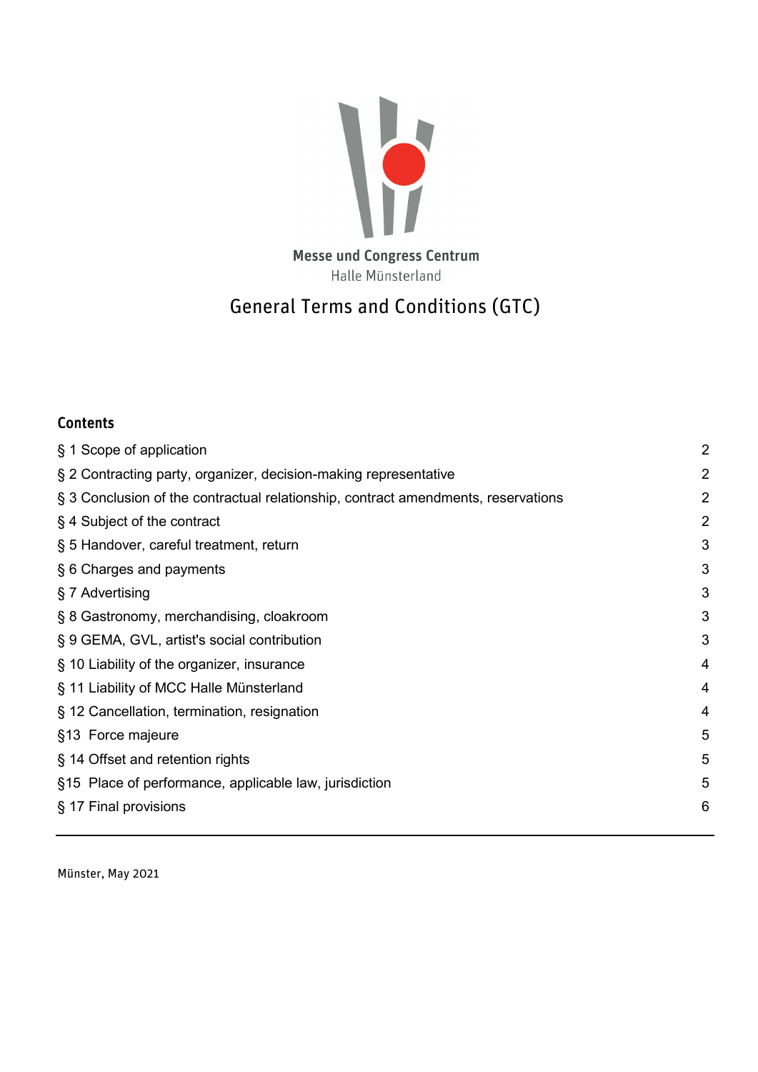Messe und Congress Centrum
Halle Münsterland

# General Terms and Conditions (GTC)

## Contents

| | |
|---|---|
| § 1 Scope of application | 2 |
| § 2 Contracting party, organizer, decision-making representative | 2 |
| § 3 Conclusion of the contractual relationship, contract amendments, reservations | 2 |
| § 4 Subject of the contract | 2 |
| § 5 Handover, careful treatment, return | 3 |
| § 6 Charges and payments | 3 |
| § 7 Advertising | 3 |
| § 8 Gastronomy, merchandising, cloakroom | 3 |
| § 9 GEMA, GVL, artist's social contribution | 3 |
| § 10 Liability of the organizer, insurance | 4 |
| § 11 Liability of MCC Halle Münsterland | 4 |
| § 12 Cancellation, termination, resignation | 4 |
| §13 Force majeure | 5 |
| § 14 Offset and retention rights | 5 |
| §15 Place of performance, applicable law, jurisdiction | 5 |
| § 17 Final provisions | 6 |

---

Münster, May 2021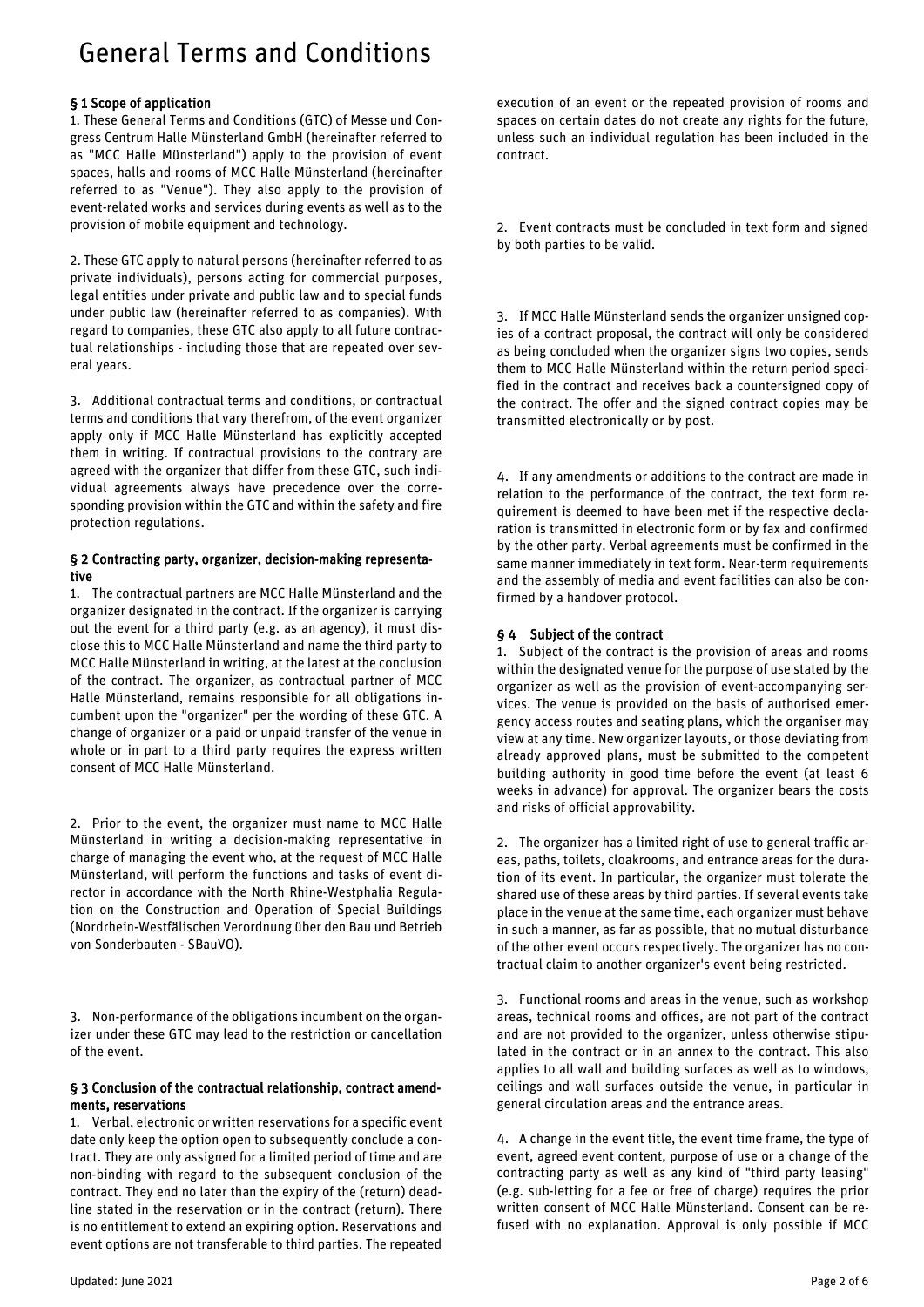# General Terms and Conditions

### § 1 Scope of application

1. These General Terms and Conditions (GTC) of Messe und Congress Centrum Halle Münsterland GmbH (hereinafter referred to as "MCC Halle Münsterland") apply to the provision of event spaces, halls and rooms of MCC Halle Münsterland (hereinafter referred to as "Venue"). They also apply to the provision of event-related works and services during events as well as to the provision of mobile equipment and technology.

2. These GTC apply to natural persons (hereinafter referred to as private individuals), persons acting for commercial purposes, legal entities under private and public law and to special funds under public law (hereinafter referred to as companies). With regard to companies, these GTC also apply to all future contractual relationships - including those that are repeated over several years.

3. Additional contractual terms and conditions, or contractual terms and conditions that vary therefrom, of the event organizer apply only if MCC Halle Münsterland has explicitly accepted them in writing. If contractual provisions to the contrary are agreed with the organizer that differ from these GTC, such individual agreements always have precedence over the corresponding provision within the GTC and within the safety and fire protection regulations.

### § 2 Contracting party, organizer, decision-making representative

1. The contractual partners are MCC Halle Münsterland and the organizer designated in the contract. If the organizer is carrying out the event for a third party (e.g. as an agency), it must disclose this to MCC Halle Münsterland and name the third party to MCC Halle Münsterland in writing, at the latest at the conclusion of the contract. The organizer, as contractual partner of MCC Halle Münsterland, remains responsible for all obligations incumbent upon the "organizer" per the wording of these GTC. A change of organizer or a paid or unpaid transfer of the venue in whole or in part to a third party requires the express written consent of MCC Halle Münsterland.

2. Prior to the event, the organizer must name to MCC Halle Münsterland in writing a decision-making representative in charge of managing the event who, at the request of MCC Halle Münsterland, will perform the functions and tasks of event director in accordance with the North Rhine-Westphalia Regulation on the Construction and Operation of Special Buildings (Nordrhein-Westfälischen Verordnung über den Bau und Betrieb von Sonderbauten - SBauVO).

3. Non-performance of the obligations incumbent on the organizer under these GTC may lead to the restriction or cancellation of the event.

### § 3 Conclusion of the contractual relationship, contract amendments, reservations

1. Verbal, electronic or written reservations for a specific event date only keep the option open to subsequently conclude a contract. They are only assigned for a limited period of time and are non-binding with regard to the subsequent conclusion of the contract. They end no later than the expiry of the (return) deadline stated in the reservation or in the contract (return). There is no entitlement to extend an expiring option. Reservations and event options are not transferable to third parties. The repeated execution of an event or the repeated provision of rooms and spaces on certain dates do not create any rights for the future, unless such an individual regulation has been included in the contract.

2. Event contracts must be concluded in text form and signed by both parties to be valid.

3. If MCC Halle Münsterland sends the organizer unsigned copies of a contract proposal, the contract will only be considered as being concluded when the organizer signs two copies, sends them to MCC Halle Münsterland within the return period specified in the contract and receives back a countersigned copy of the contract. The offer and the signed contract copies may be transmitted electronically or by post.

4. If any amendments or additions to the contract are made in relation to the performance of the contract, the text form requirement is deemed to have been met if the respective declaration is transmitted in electronic form or by fax and confirmed by the other party. Verbal agreements must be confirmed in the same manner immediately in text form. Near-term requirements and the assembly of media and event facilities can also be confirmed by a handover protocol.

### § 4 Subject of the contract

1. Subject of the contract is the provision of areas and rooms within the designated venue for the purpose of use stated by the organizer as well as the provision of event-accompanying services. The venue is provided on the basis of authorised emergency access routes and seating plans, which the organiser may view at any time. New organizer layouts, or those deviating from already approved plans, must be submitted to the competent building authority in good time before the event (at least 6 weeks in advance) for approval. The organizer bears the costs and risks of official approvability.

2. The organizer has a limited right of use to general traffic areas, paths, toilets, cloakrooms, and entrance areas for the duration of its event. In particular, the organizer must tolerate the shared use of these areas by third parties. If several events take place in the venue at the same time, each organizer must behave in such a manner, as far as possible, that no mutual disturbance of the other event occurs respectively. The organizer has no contractual claim to another organizer's event being restricted.

3. Functional rooms and areas in the venue, such as workshop areas, technical rooms and offices, are not part of the contract and are not provided to the organizer, unless otherwise stipulated in the contract or in an annex to the contract. This also applies to all wall and building surfaces as well as to windows, ceilings and wall surfaces outside the venue, in particular in general circulation areas and the entrance areas.

4. A change in the event title, the event time frame, the type of event, agreed event content, purpose of use or a change of the contracting party as well as any kind of "third party leasing" (e.g. sub-letting for a fee or free of charge) requires the prior written consent of MCC Halle Münsterland. Consent can be refused with no explanation. Approval is only possible if MCC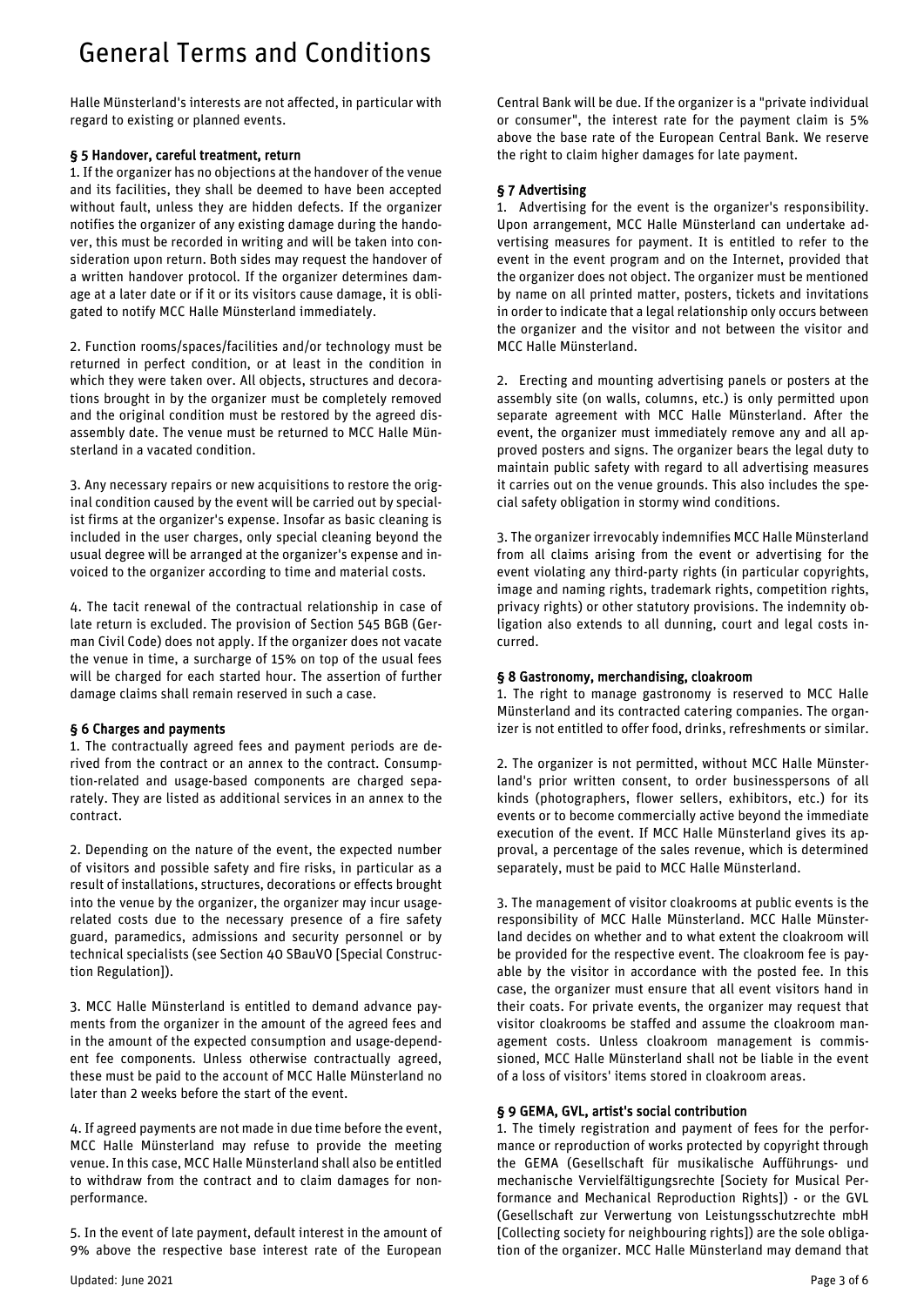Halle Münsterland's interests are not affected, in particular with regard to existing or planned events.

### § 5 Handover, careful treatment, return

1. If the organizer has no objections at the handover of the venue and its facilities, they shall be deemed to have been accepted without fault, unless they are hidden defects. If the organizer notifies the organizer of any existing damage during the handover, this must be recorded in writing and will be taken into consideration upon return. Both sides may request the handover of a written handover protocol. If the organizer determines damage at a later date or if it or its visitors cause damage, it is obligated to notify MCC Halle Münsterland immediately.

2. Function rooms/spaces/facilities and/or technology must be returned in perfect condition, or at least in the condition in which they were taken over. All objects, structures and decorations brought in by the organizer must be completely removed and the original condition must be restored by the agreed disassembly date. The venue must be returned to MCC Halle Münsterland in a vacated condition.

3. Any necessary repairs or new acquisitions to restore the original condition caused by the event will be carried out by specialist firms at the organizer's expense. Insofar as basic cleaning is included in the user charges, only special cleaning beyond the usual degree will be arranged at the organizer's expense and invoiced to the organizer according to time and material costs.

4. The tacit renewal of the contractual relationship in case of late return is excluded. The provision of Section 545 BGB (German Civil Code) does not apply. If the organizer does not vacate the venue in time, a surcharge of 15% on top of the usual fees will be charged for each started hour. The assertion of further damage claims shall remain reserved in such a case.

### § 6 Charges and payments

1. The contractually agreed fees and payment periods are derived from the contract or an annex to the contract. Consumption-related and usage-based components are charged separately. They are listed as additional services in an annex to the contract.

2. Depending on the nature of the event, the expected number of visitors and possible safety and fire risks, in particular as a result of installations, structures, decorations or effects brought into the venue by the organizer, the organizer may incur usage-related costs due to the necessary presence of a fire safety guard, paramedics, admissions and security personnel or by technical specialists (see Section 40 SBauVO [Special Construction Regulation]).

3. MCC Halle Münsterland is entitled to demand advance payments from the organizer in the amount of the agreed fees and in the amount of the expected consumption and usage-dependent fee components. Unless otherwise contractually agreed, these must be paid to the account of MCC Halle Münsterland no later than 2 weeks before the start of the event.

4. If agreed payments are not made in due time before the event, MCC Halle Münsterland may refuse to provide the meeting venue. In this case, MCC Halle Münsterland shall also be entitled to withdraw from the contract and to claim damages for non-performance.

5. In the event of late payment, default interest in the amount of 9% above the respective base interest rate of the European Central Bank will be due. If the organizer is a "private individual or consumer", the interest rate for the payment claim is 5% above the base rate of the European Central Bank. We reserve the right to claim higher damages for late payment.

### § 7 Advertising

1. Advertising for the event is the organizer's responsibility. Upon arrangement, MCC Halle Münsterland can undertake advertising measures for payment. It is entitled to refer to the event in the event program and on the Internet, provided that the organizer does not object. The organizer must be mentioned by name on all printed matter, posters, tickets and invitations in order to indicate that a legal relationship only occurs between the organizer and the visitor and not between the visitor and MCC Halle Münsterland.

2. Erecting and mounting advertising panels or posters at the assembly site (on walls, columns, etc.) is only permitted upon separate agreement with MCC Halle Münsterland. After the event, the organizer must immediately remove any and all approved posters and signs. The organizer bears the legal duty to maintain public safety with regard to all advertising measures it carries out on the venue grounds. This also includes the special safety obligation in stormy wind conditions.

3. The organizer irrevocably indemnifies MCC Halle Münsterland from all claims arising from the event or advertising for the event violating any third-party rights (in particular copyrights, image and naming rights, trademark rights, competition rights, privacy rights) or other statutory provisions. The indemnity obligation also extends to all dunning, court and legal costs incurred.

### § 8 Gastronomy, merchandising, cloakroom

1. The right to manage gastronomy is reserved to MCC Halle Münsterland and its contracted catering companies. The organizer is not entitled to offer food, drinks, refreshments or similar.

2. The organizer is not permitted, without MCC Halle Münsterland's prior written consent, to order businesspersons of all kinds (photographers, flower sellers, exhibitors, etc.) for its events or to become commercially active beyond the immediate execution of the event. If MCC Halle Münsterland gives its approval, a percentage of the sales revenue, which is determined separately, must be paid to MCC Halle Münsterland.

3. The management of visitor cloakrooms at public events is the responsibility of MCC Halle Münsterland. MCC Halle Münsterland decides on whether and to what extent the cloakroom will be provided for the respective event. The cloakroom fee is payable by the visitor in accordance with the posted fee. In this case, the organizer must ensure that all event visitors hand in their coats. For private events, the organizer may request that visitor cloakrooms be staffed and assume the cloakroom management costs. Unless cloakroom management is commissioned, MCC Halle Münsterland shall not be liable in the event of a loss of visitors' items stored in cloakroom areas.

### § 9 GEMA, GVL, artist's social contribution

1. The timely registration and payment of fees for the performance or reproduction of works protected by copyright through the GEMA (Gesellschaft für musikalische Aufführungs- und mechanische Vervielfältigungsrechte [Society for Musical Performance and Mechanical Reproduction Rights]) - or the GVL (Gesellschaft zur Verwertung von Leistungsschutzrechte mbH [Collecting society for neighbouring rights]) are the sole obligation of the organizer. MCC Halle Münsterland may demand that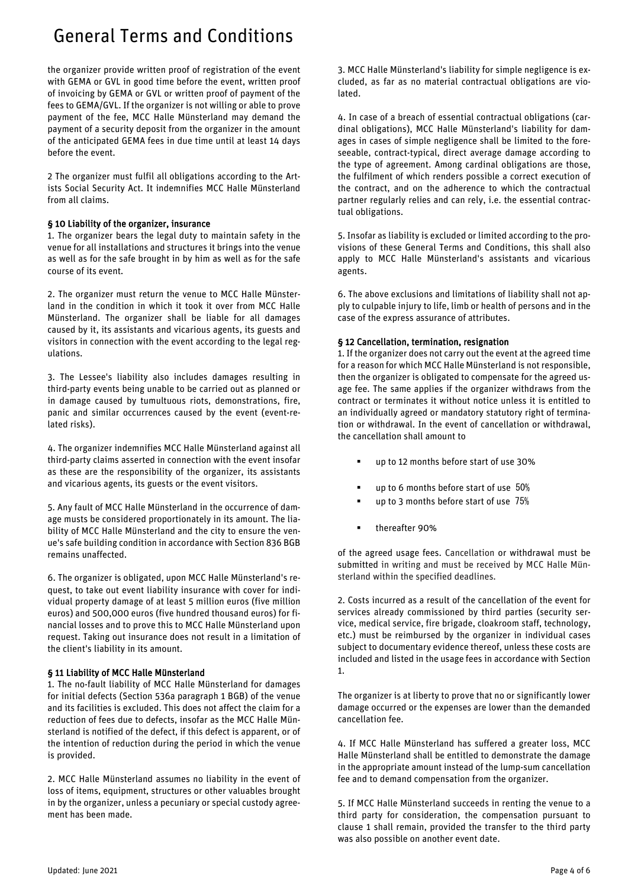the organizer provide written proof of registration of the event with GEMA or GVL in good time before the event, written proof of invoicing by GEMA or GVL or written proof of payment of the fees to GEMA/GVL. If the organizer is not willing or able to prove payment of the fee, MCC Halle Münsterland may demand the payment of a security deposit from the organizer in the amount of the anticipated GEMA fees in due time until at least 14 days before the event.

2 The organizer must fulfil all obligations according to the Artists Social Security Act. It indemnifies MCC Halle Münsterland from all claims.

### § 10 Liability of the organizer, insurance

1. The organizer bears the legal duty to maintain safety in the venue for all installations and structures it brings into the venue as well as for the safe brought in by him as well as for the safe course of its event.

2. The organizer must return the venue to MCC Halle Münsterland in the condition in which it took it over from MCC Halle Münsterland. The organizer shall be liable for all damages caused by it, its assistants and vicarious agents, its guests and visitors in connection with the event according to the legal regulations.

3. The Lessee's liability also includes damages resulting in third-party events being unable to be carried out as planned or in damage caused by tumultuous riots, demonstrations, fire, panic and similar occurrences caused by the event (event-related risks).

4. The organizer indemnifies MCC Halle Münsterland against all third-party claims asserted in connection with the event insofar as these are the responsibility of the organizer, its assistants and vicarious agents, its guests or the event visitors.

5. Any fault of MCC Halle Münsterland in the occurrence of damage musts be considered proportionately in its amount. The liability of MCC Halle Münsterland and the city to ensure the venue's safe building condition in accordance with Section 836 BGB remains unaffected.

6. The organizer is obligated, upon MCC Halle Münsterland's request, to take out event liability insurance with cover for individual property damage of at least 5 million euros (five million euros) and 500,000 euros (five hundred thousand euros) for financial losses and to prove this to MCC Halle Münsterland upon request. Taking out insurance does not result in a limitation of the client's liability in its amount.

### § 11 Liability of MCC Halle Münsterland

1. The no-fault liability of MCC Halle Münsterland for damages for initial defects (Section 536a paragraph 1 BGB) of the venue and its facilities is excluded. This does not affect the claim for a reduction of fees due to defects, insofar as the MCC Halle Münsterland is notified of the defect, if this defect is apparent, or of the intention of reduction during the period in which the venue is provided.

2. MCC Halle Münsterland assumes no liability in the event of loss of items, equipment, structures or other valuables brought in by the organizer, unless a pecuniary or special custody agreement has been made.

3. MCC Halle Münsterland's liability for simple negligence is excluded, as far as no material contractual obligations are violated.

4. In case of a breach of essential contractual obligations (cardinal obligations), MCC Halle Münsterland's liability for damages in cases of simple negligence shall be limited to the foreseeable, contract-typical, direct average damage according to the type of agreement. Among cardinal obligations are those, the fulfilment of which renders possible a correct execution of the contract, and on the adherence to which the contractual partner regularly relies and can rely, i.e. the essential contractual obligations.

5. Insofar as liability is excluded or limited according to the provisions of these General Terms and Conditions, this shall also apply to MCC Halle Münsterland's assistants and vicarious agents.

6. The above exclusions and limitations of liability shall not apply to culpable injury to life, limb or health of persons and in the case of the express assurance of attributes.

### § 12 Cancellation, termination, resignation

1. If the organizer does not carry out the event at the agreed time for a reason for which MCC Halle Münsterland is not responsible, then the organizer is obligated to compensate for the agreed usage fee. The same applies if the organizer withdraws from the contract or terminates it without notice unless it is entitled to an individually agreed or mandatory statutory right of termination or withdrawal. In the event of cancellation or withdrawal, the cancellation shall amount to

- up to 12 months before start of use 30%
- up to 6 months before start of use 50%
- up to 3 months before start of use 75%
- thereafter 90%

of the agreed usage fees. Cancellation or withdrawal must be submitted in writing and must be received by MCC Halle Münsterland within the specified deadlines.

2. Costs incurred as a result of the cancellation of the event for services already commissioned by third parties (security service, medical service, fire brigade, cloakroom staff, technology, etc.) must be reimbursed by the organizer in individual cases subject to documentary evidence thereof, unless these costs are included and listed in the usage fees in accordance with Section 1.

The organizer is at liberty to prove that no or significantly lower damage occurred or the expenses are lower than the demanded cancellation fee.

4. If MCC Halle Münsterland has suffered a greater loss, MCC Halle Münsterland shall be entitled to demonstrate the damage in the appropriate amount instead of the lump-sum cancellation fee and to demand compensation from the organizer.

5. If MCC Halle Münsterland succeeds in renting the venue to a third party for consideration, the compensation pursuant to clause 1 shall remain, provided the transfer to the third party was also possible on another event date.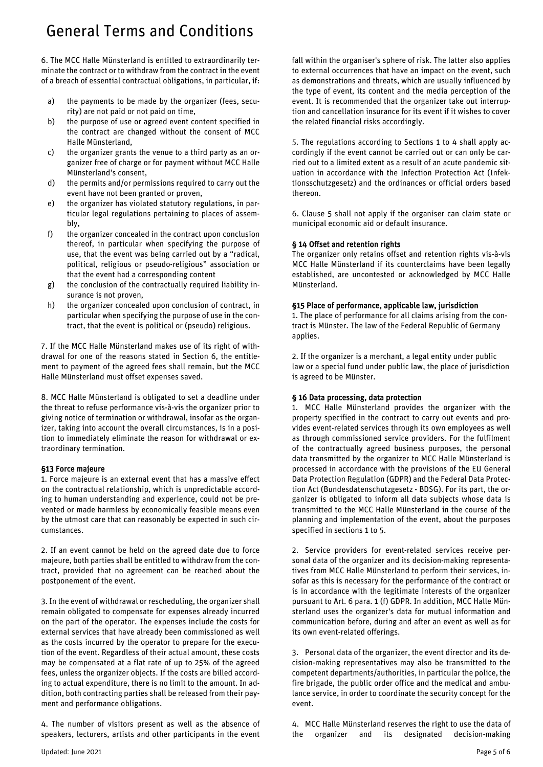# General Terms and Conditions

6. The MCC Halle Münsterland is entitled to extraordinarily terminate the contract or to withdraw from the contract in the event of a breach of essential contractual obligations, in particular, if:

a) the payments to be made by the organizer (fees, security) are not paid or not paid on time,
b) the purpose of use or agreed event content specified in the contract are changed without the consent of MCC Halle Münsterland,
c) the organizer grants the venue to a third party as an organizer free of charge or for payment without MCC Halle Münsterland's consent,
d) the permits and/or permissions required to carry out the event have not been granted or proven,
e) the organizer has violated statutory regulations, in particular legal regulations pertaining to places of assembly,
f) the organizer concealed in the contract upon conclusion thereof, in particular when specifying the purpose of use, that the event was being carried out by a "radical, political, religious or pseudo-religious" association or that the event had a corresponding content
g) the conclusion of the contractually required liability insurance is not proven,
h) the organizer concealed upon conclusion of contract, in particular when specifying the purpose of use in the contract, that the event is political or (pseudo) religious.

7. If the MCC Halle Münsterland makes use of its right of withdrawal for one of the reasons stated in Section 6, the entitlement to payment of the agreed fees shall remain, but the MCC Halle Münsterland must offset expenses saved.

8. MCC Halle Münsterland is obligated to set a deadline under the threat to refuse performance vis-à-vis the organizer prior to giving notice of termination or withdrawal, insofar as the organizer, taking into account the overall circumstances, is in a position to immediately eliminate the reason for withdrawal or extraordinary termination.

### §13 Force majeure

1. Force majeure is an external event that has a massive effect on the contractual relationship, which is unpredictable according to human understanding and experience, could not be prevented or made harmless by economically feasible means even by the utmost care that can reasonably be expected in such circumstances.

2. If an event cannot be held on the agreed date due to force majeure, both parties shall be entitled to withdraw from the contract, provided that no agreement can be reached about the postponement of the event.

3. In the event of withdrawal or rescheduling, the organizer shall remain obligated to compensate for expenses already incurred on the part of the operator. The expenses include the costs for external services that have already been commissioned as well as the costs incurred by the operator to prepare for the execution of the event. Regardless of their actual amount, these costs may be compensated at a flat rate of up to 25% of the agreed fees, unless the organizer objects. If the costs are billed according to actual expenditure, there is no limit to the amount. In addition, both contracting parties shall be released from their payment and performance obligations.

4. The number of visitors present as well as the absence of speakers, lecturers, artists and other participants in the event fall within the organiser's sphere of risk. The latter also applies to external occurrences that have an impact on the event, such as demonstrations and threats, which are usually influenced by the type of event, its content and the media perception of the event. It is recommended that the organizer take out interruption and cancellation insurance for its event if it wishes to cover the related financial risks accordingly.

5. The regulations according to Sections 1 to 4 shall apply accordingly if the event cannot be carried out or can only be carried out to a limited extent as a result of an acute pandemic situation in accordance with the Infection Protection Act (Infektionsschutzgesetz) and the ordinances or official orders based thereon.

6. Clause 5 shall not apply if the organiser can claim state or municipal economic aid or default insurance.

### § 14 Offset and retention rights

The organizer only retains offset and retention rights vis-à-vis MCC Halle Münsterland if its counterclaims have been legally established, are uncontested or acknowledged by MCC Halle Münsterland.

### §15 Place of performance, applicable law, jurisdiction

1. The place of performance for all claims arising from the contract is Münster. The law of the Federal Republic of Germany applies.

2. If the organizer is a merchant, a legal entity under public law or a special fund under public law, the place of jurisdiction is agreed to be Münster.

### § 16 Data processing, data protection

1. MCC Halle Münsterland provides the organizer with the property specified in the contract to carry out events and provides event-related services through its own employees as well as through commissioned service providers. For the fulfilment of the contractually agreed business purposes, the personal data transmitted by the organizer to MCC Halle Münsterland is processed in accordance with the provisions of the EU General Data Protection Regulation (GDPR) and the Federal Data Protection Act (Bundesdatenschutzgesetz - BDSG). For its part, the organizer is obligated to inform all data subjects whose data is transmitted to the MCC Halle Münsterland in the course of the planning and implementation of the event, about the purposes specified in sections 1 to 5.

2. Service providers for event-related services receive personal data of the organizer and its decision-making representatives from MCC Halle Münsterland to perform their services, insofar as this is necessary for the performance of the contract or is in accordance with the legitimate interests of the organizer pursuant to Art. 6 para. 1 (f) GDPR. In addition, MCC Halle Münsterland uses the organizer's data for mutual information and communication before, during and after an event as well as for its own event-related offerings.

3. Personal data of the organizer, the event director and its decision-making representatives may also be transmitted to the competent departments/authorities, in particular the police, the fire brigade, the public order office and the medical and ambulance service, in order to coordinate the security concept for the event.

4. MCC Halle Münsterland reserves the right to use the data of the organizer and its designated decision-making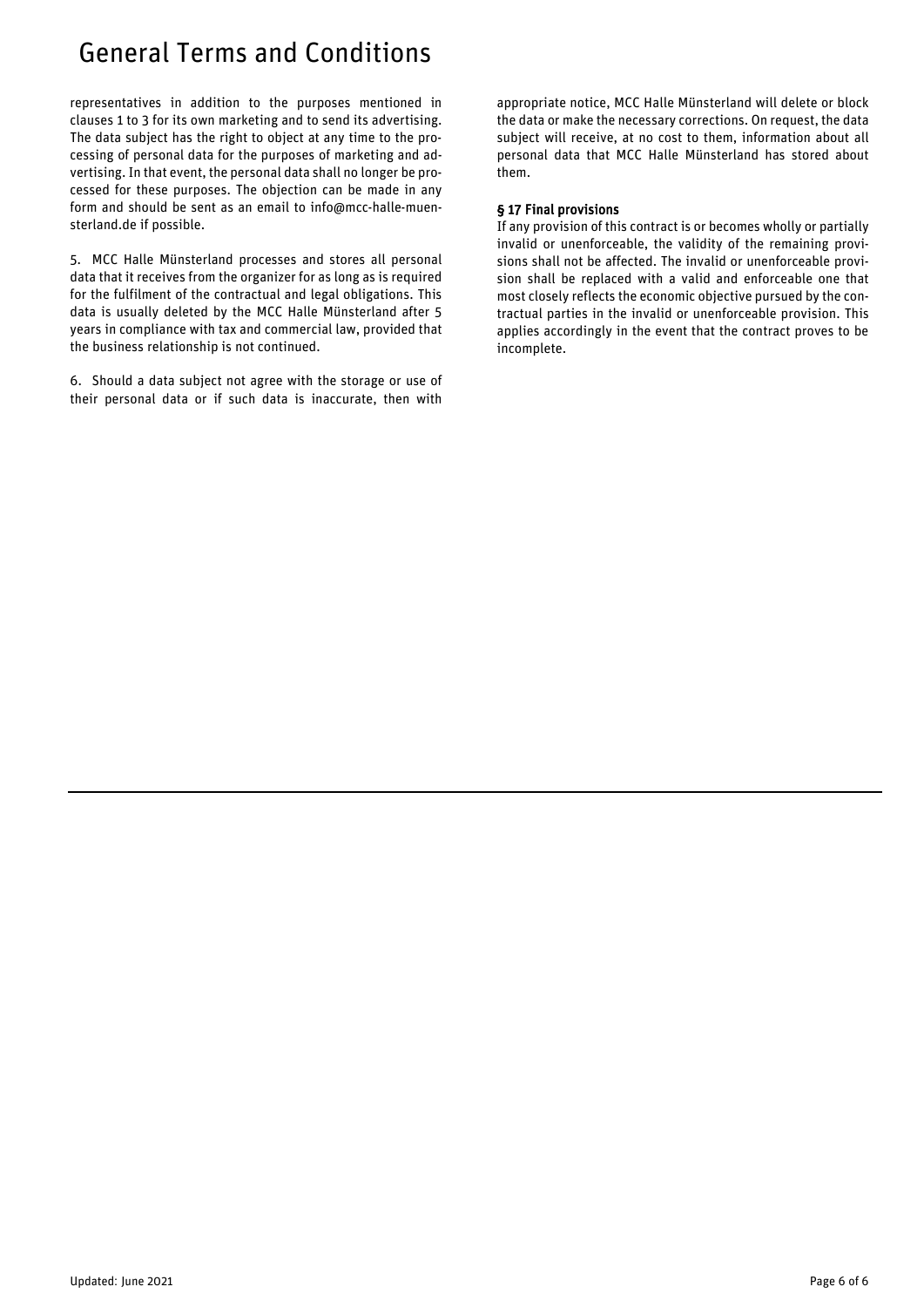representatives in addition to the purposes mentioned in clauses 1 to 3 for its own marketing and to send its advertising. The data subject has the right to object at any time to the processing of personal data for the purposes of marketing and advertising. In that event, the personal data shall no longer be processed for these purposes. The objection can be made in any form and should be sent as an email to info@mcc-halle-muensterland.de if possible.

5. MCC Halle Münsterland processes and stores all personal data that it receives from the organizer for as long as is required for the fulfilment of the contractual and legal obligations. This data is usually deleted by the MCC Halle Münsterland after 5 years in compliance with tax and commercial law, provided that the business relationship is not continued.

6. Should a data subject not agree with the storage or use of their personal data or if such data is inaccurate, then with appropriate notice, MCC Halle Münsterland will delete or block the data or make the necessary corrections. On request, the data subject will receive, at no cost to them, information about all personal data that MCC Halle Münsterland has stored about them.

**§ 17 Final provisions**

If any provision of this contract is or becomes wholly or partially invalid or unenforceable, the validity of the remaining provisions shall not be affected. The invalid or unenforceable provision shall be replaced with a valid and enforceable one that most closely reflects the economic objective pursued by the contractual parties in the invalid or unenforceable provision. This applies accordingly in the event that the contract proves to be incomplete.

Updated: June 2021